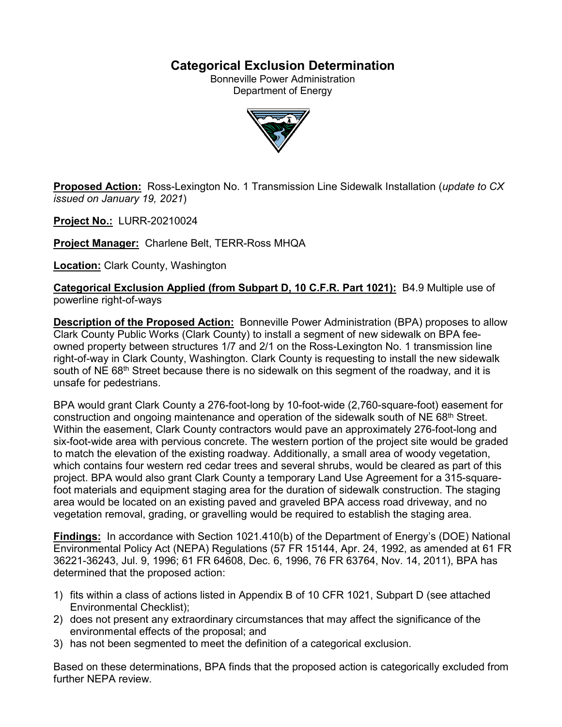# Categorical Exclusion Determination

Bonneville Power Administration
Department of Energy

**Proposed Action:** Ross-Lexington No. 1 Transmission Line Sidewalk Installation (*update to CX issued on January 19, 2021*)

**Project No.:** LURR-20210024

**Project Manager:** Charlene Belt, TERR-Ross MHQA

**Location:** Clark County, Washington

**Categorical Exclusion Applied (from Subpart D, 10 C.F.R. Part 1021):** B4.9 Multiple use of powerline right-of-ways

**Description of the Proposed Action:** Bonneville Power Administration (BPA) proposes to allow Clark County Public Works (Clark County) to install a segment of new sidewalk on BPA fee-owned property between structures 1/7 and 2/1 on the Ross-Lexington No. 1 transmission line right-of-way in Clark County, Washington. Clark County is requesting to install the new sidewalk south of NE 68th Street because there is no sidewalk on this segment of the roadway, and it is unsafe for pedestrians.

BPA would grant Clark County a 276-foot-long by 10-foot-wide (2,760-square-foot) easement for construction and ongoing maintenance and operation of the sidewalk south of NE 68th Street. Within the easement, Clark County contractors would pave an approximately 276-foot-long and six-foot-wide area with pervious concrete. The western portion of the project site would be graded to match the elevation of the existing roadway. Additionally, a small area of woody vegetation, which contains four western red cedar trees and several shrubs, would be cleared as part of this project. BPA would also grant Clark County a temporary Land Use Agreement for a 315-square-foot materials and equipment staging area for the duration of sidewalk construction. The staging area would be located on an existing paved and graveled BPA access road driveway, and no vegetation removal, grading, or gravelling would be required to establish the staging area.

**Findings:** In accordance with Section 1021.410(b) of the Department of Energy's (DOE) National Environmental Policy Act (NEPA) Regulations (57 FR 15144, Apr. 24, 1992, as amended at 61 FR 36221-36243, Jul. 9, 1996; 61 FR 64608, Dec. 6, 1996, 76 FR 63764, Nov. 14, 2011), BPA has determined that the proposed action:

1) fits within a class of actions listed in Appendix B of 10 CFR 1021, Subpart D (see attached Environmental Checklist);
2) does not present any extraordinary circumstances that may affect the significance of the environmental effects of the proposal; and
3) has not been segmented to meet the definition of a categorical exclusion.

Based on these determinations, BPA finds that the proposed action is categorically excluded from further NEPA review.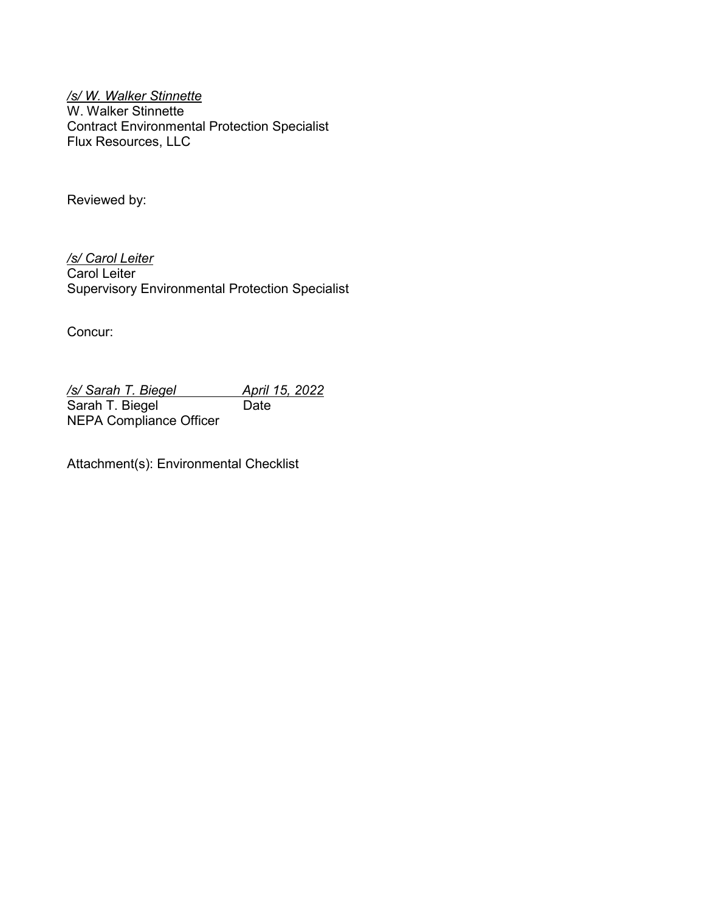*/s/ W. Walker Stinnette*
W. Walker Stinnette
Contract Environmental Protection Specialist
Flux Resources, LLC

Reviewed by:

*/s/ Carol Leiter*
Carol Leiter
Supervisory Environmental Protection Specialist

Concur:

| */s/ Sarah T. Biegel* | *April 15, 2022* |
|---|---|
| Sarah T. Biegel | Date |
| NEPA Compliance Officer | |

Attachment(s): Environmental Checklist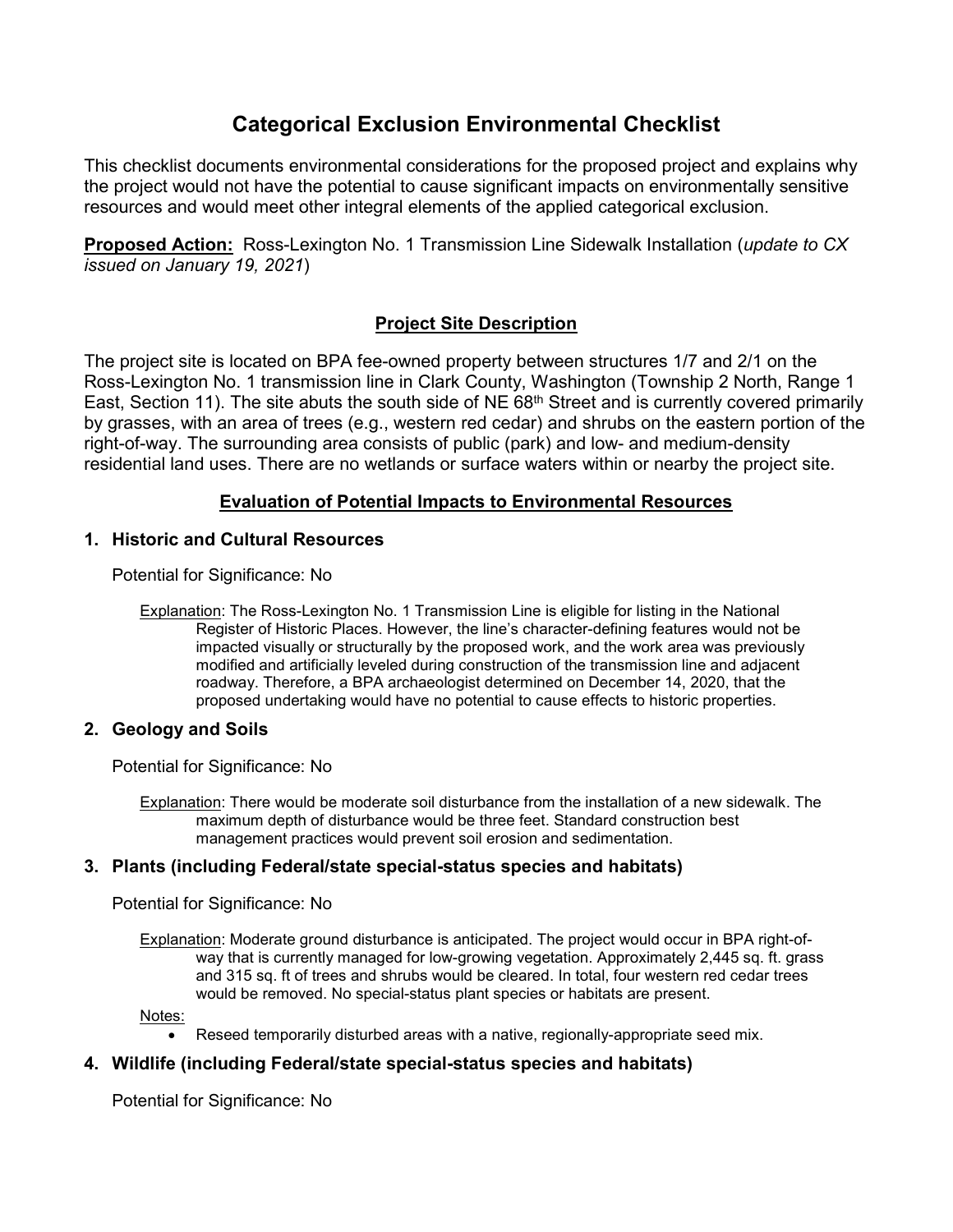# Categorical Exclusion Environmental Checklist

This checklist documents environmental considerations for the proposed project and explains why the project would not have the potential to cause significant impacts on environmentally sensitive resources and would meet other integral elements of the applied categorical exclusion.

**Proposed Action:** Ross-Lexington No. 1 Transmission Line Sidewalk Installation (*update to CX issued on January 19, 2021*)

## Project Site Description

The project site is located on BPA fee-owned property between structures 1/7 and 2/1 on the Ross-Lexington No. 1 transmission line in Clark County, Washington (Township 2 North, Range 1 East, Section 11). The site abuts the south side of NE 68th Street and is currently covered primarily by grasses, with an area of trees (e.g., western red cedar) and shrubs on the eastern portion of the right-of-way. The surrounding area consists of public (park) and low- and medium-density residential land uses. There are no wetlands or surface waters within or nearby the project site.

## Evaluation of Potential Impacts to Environmental Resources

### 1. Historic and Cultural Resources

Potential for Significance: No

Explanation: The Ross-Lexington No. 1 Transmission Line is eligible for listing in the National Register of Historic Places. However, the line's character-defining features would not be impacted visually or structurally by the proposed work, and the work area was previously modified and artificially leveled during construction of the transmission line and adjacent roadway. Therefore, a BPA archaeologist determined on December 14, 2020, that the proposed undertaking would have no potential to cause effects to historic properties.

### 2. Geology and Soils

Potential for Significance: No

Explanation: There would be moderate soil disturbance from the installation of a new sidewalk. The maximum depth of disturbance would be three feet. Standard construction best management practices would prevent soil erosion and sedimentation.

### 3. Plants (including Federal/state special-status species and habitats)

Potential for Significance: No

Explanation: Moderate ground disturbance is anticipated. The project would occur in BPA right-of-way that is currently managed for low-growing vegetation. Approximately 2,445 sq. ft. grass and 315 sq. ft of trees and shrubs would be cleared. In total, four western red cedar trees would be removed. No special-status plant species or habitats are present.

Notes:

- Reseed temporarily disturbed areas with a native, regionally-appropriate seed mix.

### 4. Wildlife (including Federal/state special-status species and habitats)

Potential for Significance: No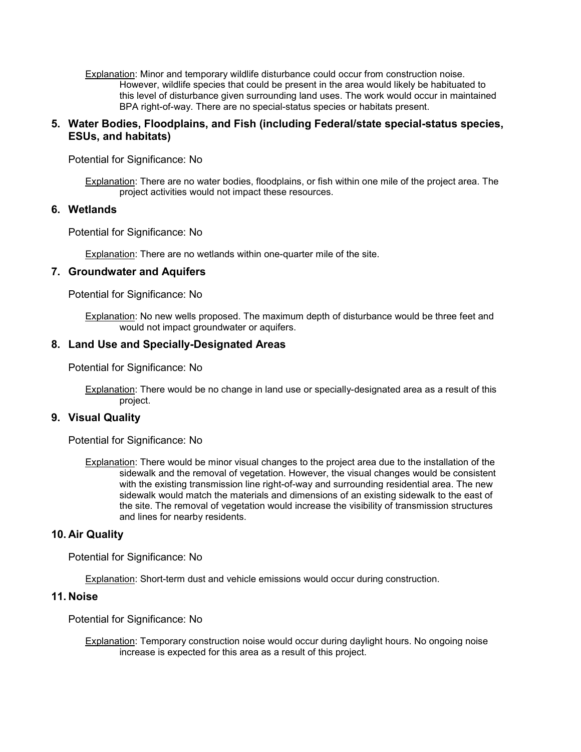Explanation: Minor and temporary wildlife disturbance could occur from construction noise. However, wildlife species that could be present in the area would likely be habituated to this level of disturbance given surrounding land uses. The work would occur in maintained BPA right-of-way. There are no special-status species or habitats present.

**5. Water Bodies, Floodplains, and Fish (including Federal/state special-status species, ESUs, and habitats)**

Potential for Significance: No

Explanation: There are no water bodies, floodplains, or fish within one mile of the project area. The project activities would not impact these resources.

**6. Wetlands**

Potential for Significance: No

Explanation: There are no wetlands within one-quarter mile of the site.

**7. Groundwater and Aquifers**

Potential for Significance: No

Explanation: No new wells proposed. The maximum depth of disturbance would be three feet and would not impact groundwater or aquifers.

**8. Land Use and Specially-Designated Areas**

Potential for Significance: No

Explanation: There would be no change in land use or specially-designated area as a result of this project.

**9. Visual Quality**

Potential for Significance: No

Explanation: There would be minor visual changes to the project area due to the installation of the sidewalk and the removal of vegetation. However, the visual changes would be consistent with the existing transmission line right-of-way and surrounding residential area. The new sidewalk would match the materials and dimensions of an existing sidewalk to the east of the site. The removal of vegetation would increase the visibility of transmission structures and lines for nearby residents.

**10. Air Quality**

Potential for Significance: No

Explanation: Short-term dust and vehicle emissions would occur during construction.

**11. Noise**

Potential for Significance: No

Explanation: Temporary construction noise would occur during daylight hours. No ongoing noise increase is expected for this area as a result of this project.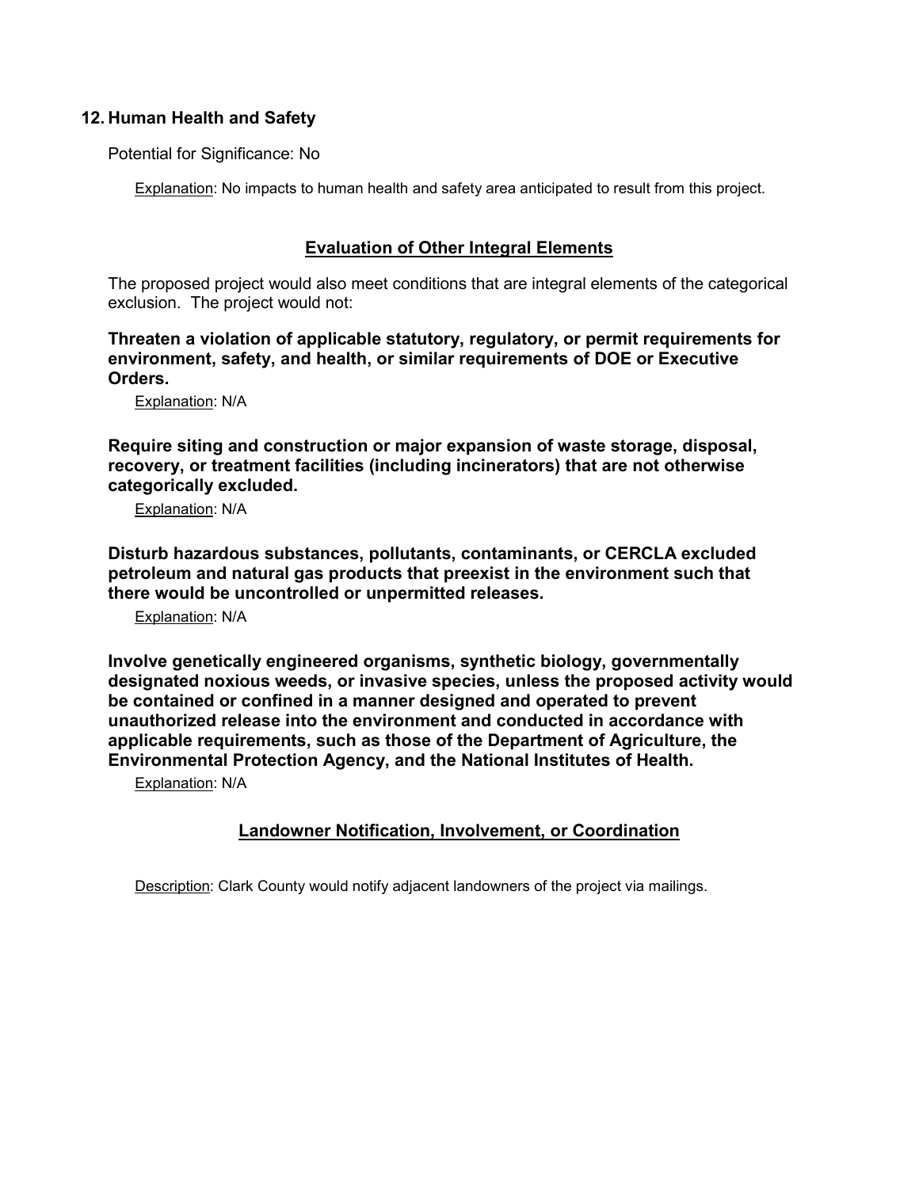## 12. Human Health and Safety

Potential for Significance: No

Explanation: No impacts to human health and safety area anticipated to result from this project.

## Evaluation of Other Integral Elements

The proposed project would also meet conditions that are integral elements of the categorical exclusion. The project would not:

**Threaten a violation of applicable statutory, regulatory, or permit requirements for environment, safety, and health, or similar requirements of DOE or Executive Orders.**

Explanation: N/A

**Require siting and construction or major expansion of waste storage, disposal, recovery, or treatment facilities (including incinerators) that are not otherwise categorically excluded.**

Explanation: N/A

**Disturb hazardous substances, pollutants, contaminants, or CERCLA excluded petroleum and natural gas products that preexist in the environment such that there would be uncontrolled or unpermitted releases.**

Explanation: N/A

**Involve genetically engineered organisms, synthetic biology, governmentally designated noxious weeds, or invasive species, unless the proposed activity would be contained or confined in a manner designed and operated to prevent unauthorized release into the environment and conducted in accordance with applicable requirements, such as those of the Department of Agriculture, the Environmental Protection Agency, and the National Institutes of Health.**

Explanation: N/A

## Landowner Notification, Involvement, or Coordination

Description: Clark County would notify adjacent landowners of the project via mailings.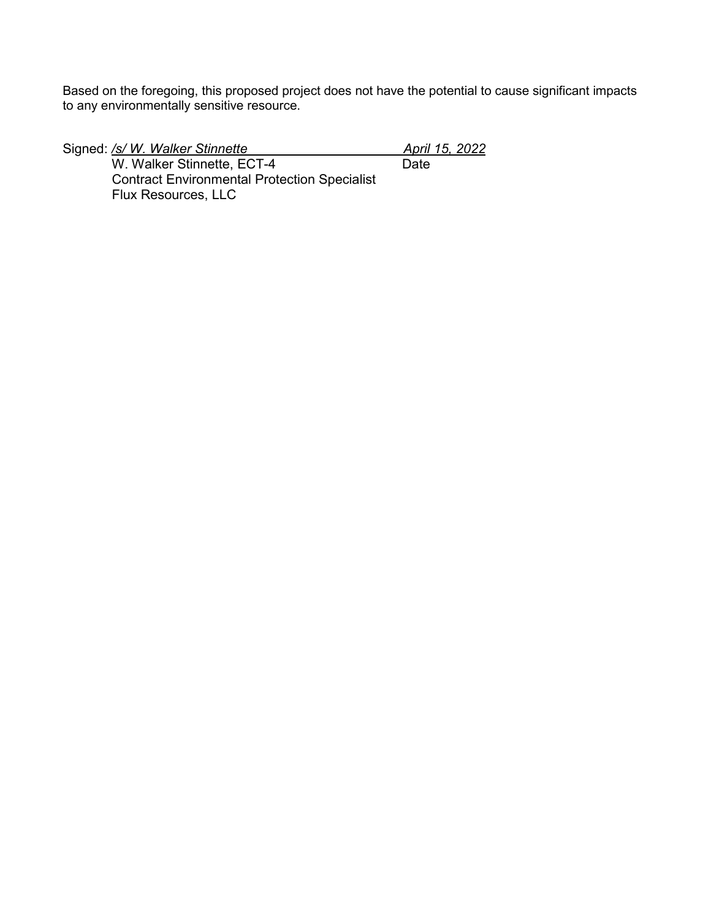Based on the foregoing, this proposed project does not have the potential to cause significant impacts to any environmentally sensitive resource.

Signed: *<u>/s/ W. Walker Stinnette</u>* *<u>April 15, 2022</u>*

W. Walker Stinnette, ECT-4 Date

Contract Environmental Protection Specialist

Flux Resources, LLC